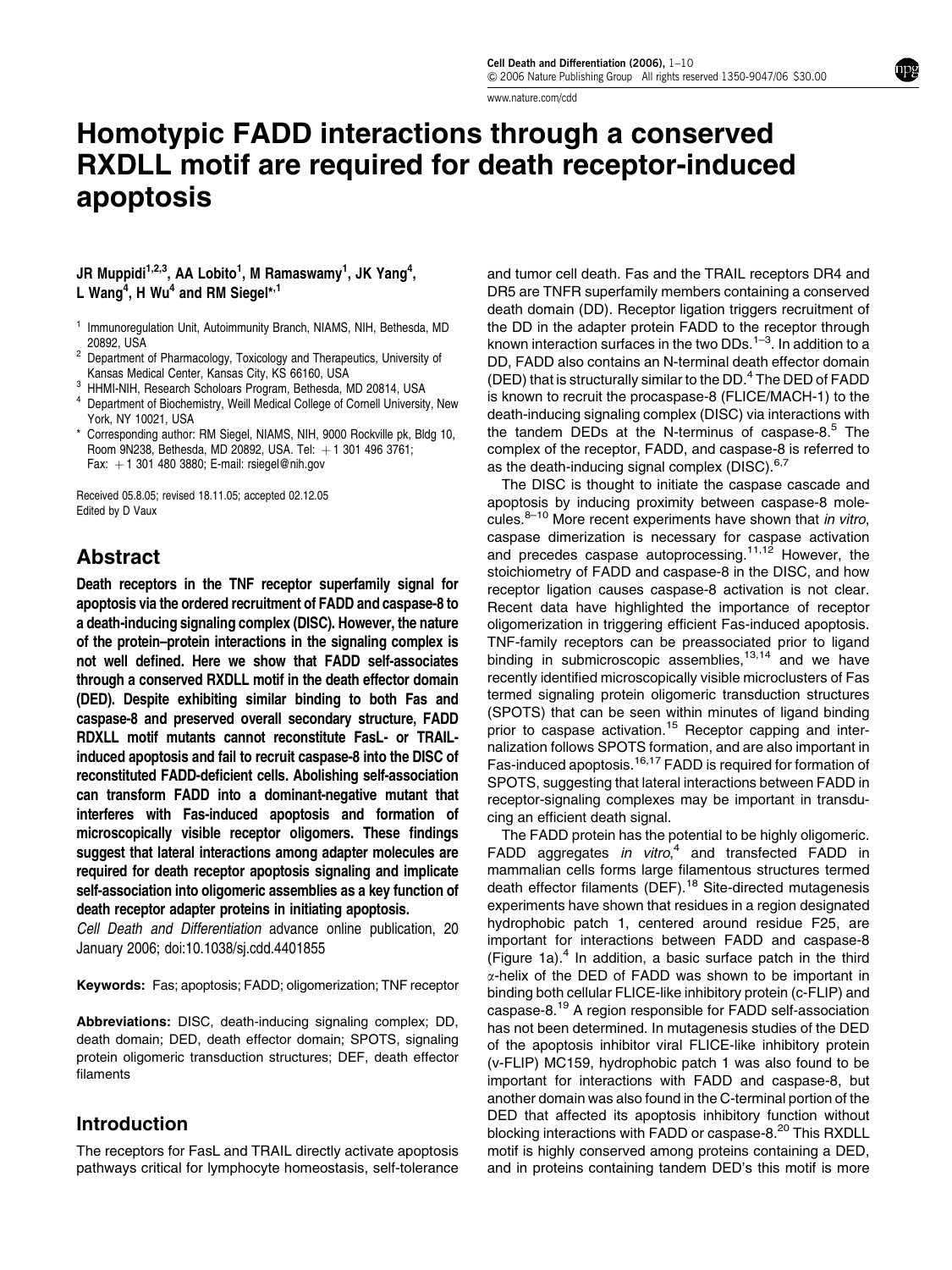# Homotypic FADD interactions through a conserved RXDLL motif are required for death receptor-induced apoptosis

**JR Muppidi[1,2,3], AA Lobito[1], M Ramaswamy[1], JK Yang[4], L Wang[4], H Wu[4] and RM Siegel*[,1]**

[1] Immunoregulation Unit, Autoimmunity Branch, NIAMS, NIH, Bethesda, MD 20892, USA

[2] Department of Pharmacology, Toxicology and Therapeutics, University of Kansas Medical Center, Kansas City, KS 66160, USA

[3] HHMI-NIH, Research Scholoars Program, Bethesda, MD 20814, USA

[4] Department of Biochemistry, Weill Medical College of Cornell University, New York, NY 10021, USA

* Corresponding author: RM Siegel, NIAMS, NIH, 9000 Rockville pk, Bldg 10, Room 9N238, Bethesda, MD 20892, USA. Tel: + 1 301 496 3761; Fax: + 1 301 480 3880; E-mail: rsiegel@nih.gov

Received 05.8.05; revised 18.11.05; accepted 02.12.05
Edited by D Vaux

## Abstract

**Death receptors in the TNF receptor superfamily signal for apoptosis via the ordered recruitment of FADD and caspase-8 to a death-inducing signaling complex (DISC). However, the nature of the protein–protein interactions in the signaling complex is not well defined. Here we show that FADD self-associates through a conserved RXDLL motif in the death effector domain (DED). Despite exhibiting similar binding to both Fas and caspase-8 and preserved overall secondary structure, FADD RDXLL motif mutants cannot reconstitute FasL- or TRAIL-induced apoptosis and fail to recruit caspase-8 into the DISC of reconstituted FADD-deficient cells. Abolishing self-association can transform FADD into a dominant-negative mutant that interferes with Fas-induced apoptosis and formation of microscopically visible receptor oligomers. These findings suggest that lateral interactions among adapter molecules are required for death receptor apoptosis signaling and implicate self-association into oligomeric assemblies as a key function of death receptor adapter proteins in initiating apoptosis.**

*Cell Death and Differentiation* advance online publication, 20 January 2006; doi:10.1038/sj.cdd.4401855

**Keywords:** Fas; apoptosis; FADD; oligomerization; TNF receptor

**Abbreviations:** DISC, death-inducing signaling complex; DD, death domain; DED, death effector domain; SPOTS, signaling protein oligomeric transduction structures; DEF, death effector filaments

## Introduction

The receptors for FasL and TRAIL directly activate apoptosis pathways critical for lymphocyte homeostasis, self-tolerance and tumor cell death. Fas and the TRAIL receptors DR4 and DR5 are TNFR superfamily members containing a conserved death domain (DD). Receptor ligation triggers recruitment of the DD in the adapter protein FADD to the receptor through known interaction surfaces in the two DDs.[1–3] In addition to a DD, FADD also contains an N-terminal death effector domain (DED) that is structurally similar to the DD.[4] The DED of FADD is known to recruit the procaspase-8 (FLICE/MACH-1) to the death-inducing signaling complex (DISC) via interactions with the tandem DEDs at the N-terminus of caspase-8.[5] The complex of the receptor, FADD, and caspase-8 is referred to as the death-inducing signal complex (DISC).[6,7]

The DISC is thought to initiate the caspase cascade and apoptosis by inducing proximity between caspase-8 molecules.[8–10] More recent experiments have shown that *in vitro*, caspase dimerization is necessary for caspase activation and precedes caspase autoprocessing.[11,12] However, the stoichiometry of FADD and caspase-8 in the DISC, and how receptor ligation causes caspase-8 activation is not clear. Recent data have highlighted the importance of receptor oligomerization in triggering efficient Fas-induced apoptosis. TNF-family receptors can be preassociated prior to ligand binding in submicroscopic assemblies,[13,14] and we have recently identified microscopically visible microclusters of Fas termed signaling protein oligomeric transduction structures (SPOTS) that can be seen within minutes of ligand binding prior to caspase activation.[15] Receptor capping and internalization follows SPOTS formation, and are also important in Fas-induced apoptosis.[16,17] FADD is required for formation of SPOTS, suggesting that lateral interactions between FADD in receptor-signaling complexes may be important in transducing an efficient death signal.

The FADD protein has the potential to be highly oligomeric. FADD aggregates *in vitro*,[4] and transfected FADD in mammalian cells forms large filamentous structures termed death effector filaments (DEF).[18] Site-directed mutagenesis experiments have shown that residues in a region designated hydrophobic patch 1, centered around residue F25, are important for interactions between FADD and caspase-8 (Figure 1a).[4] In addition, a basic surface patch in the third α-helix of the DED of FADD was shown to be important in binding both cellular FLICE-like inhibitory protein (c-FLIP) and caspase-8.[19] A region responsible for FADD self-association has not been determined. In mutagenesis studies of the DED of the apoptosis inhibitor viral FLICE-like inhibitory protein (v-FLIP) MC159, hydrophobic patch 1 was also found to be important for interactions with FADD and caspase-8, but another domain was also found in the C-terminal portion of the DED that affected its apoptosis inhibitory function without blocking interactions with FADD or caspase-8.[20] This RXDLL motif is highly conserved among proteins containing a DED, and in proteins containing tandem DED's this motif is more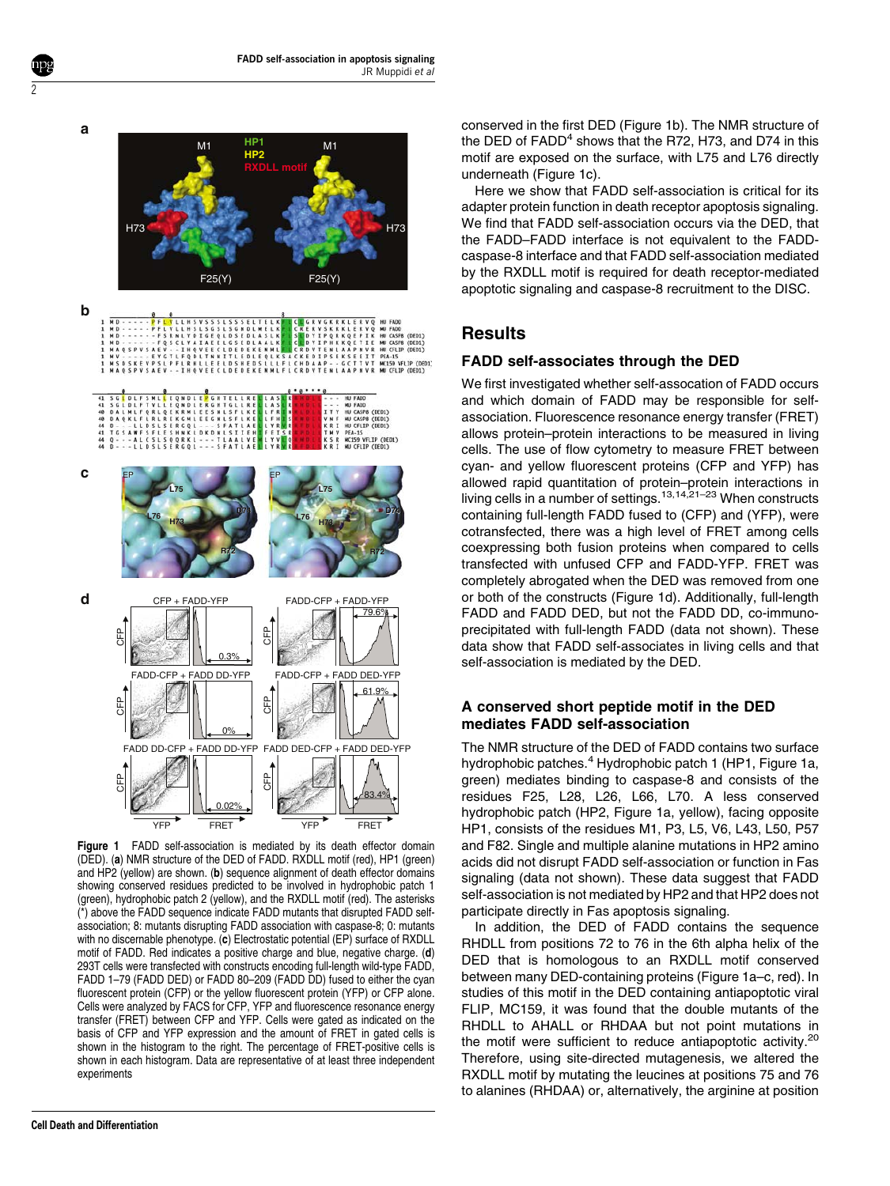Figure 1 FADD self-association is mediated by its death effector domain (DED). (**a**) NMR structure of the DED of FADD. RXDLL motif (red), HP1 (green) and HP2 (yellow) are shown. (**b**) sequence alignment of death effector domains showing conserved residues predicted to be involved in hydrophobic patch 1 (green), hydrophobic patch 2 (yellow), and the RXDLL motif (red). The asterisks (*) above the FADD sequence indicate FADD mutants that disrupted FADD self-association; 8: mutants disrupting FADD association with caspase-8; 0: mutants with no discernable phenotype. (**c**) Electrostatic potential (EP) surface of RXDLL motif of FADD. Red indicates a positive charge and blue, negative charge. (**d**) 293T cells were transfected with constructs encoding full-length wild-type FADD, FADD 1–79 (FADD DED) or FADD 80–209 (FADD DD) fused to either the cyan fluorescent protein (CFP) or the yellow fluorescent protein (YFP) or CFP alone. Cells were analyzed by FACS for CFP, YFP and fluorescence resonance energy transfer (FRET) between CFP and YFP. Cells were gated as indicated on the basis of CFP and YFP expression and the amount of FRET in gated cells is shown in the histogram to the right. The percentage of FRET-positive cells is shown in each histogram. Data are representative of at least three independent experiments

conserved in the first DED (Figure 1b). The NMR structure of the DED of FADD[4] shows that the R72, H73, and D74 in this motif are exposed on the surface, with L75 and L76 directly underneath (Figure 1c).

Here we show that FADD self-association is critical for its adapter protein function in death receptor apoptosis signaling. We find that FADD self-association occurs via the DED, that the FADD–FADD interface is not equivalent to the FADD-caspase-8 interface and that FADD self-association mediated by the RXDLL motif is required for death receptor-mediated apoptotic signaling and caspase-8 recruitment to the DISC.

## Results

### FADD self-associates through the DED

We first investigated whether self-association of FADD occurs and which domain of FADD may be responsible for self-association. Fluorescence resonance energy transfer (FRET) allows protein–protein interactions to be measured in living cells. The use of flow cytometry to measure FRET between cyan- and yellow fluorescent proteins (CFP and YFP) has allowed rapid quantitation of protein–protein interactions in living cells in a number of settings.[13,14,21–23] When constructs containing full-length FADD fused to (CFP) and (YFP), were cotransfected, there was a high level of FRET among cells coexpressing both fusion proteins when compared to cells transfected with unfused CFP and FADD-YFP. FRET was completely abrogated when the DED was removed from one or both of the constructs (Figure 1d). Additionally, full-length FADD and FADD DED, but not the FADD DD, co-immunoprecipitated with full-length FADD (data not shown). These data show that FADD self-associates in living cells and that self-association is mediated by the DED.

### A conserved short peptide motif in the DED mediates FADD self-association

The NMR structure of the DED of FADD contains two surface hydrophobic patches.[4] Hydrophobic patch 1 (HP1, Figure 1a, green) mediates binding to caspase-8 and consists of the residues F25, L28, L26, L66, L70. A less conserved hydrophobic patch (HP2, Figure 1a, yellow), facing opposite HP1, consists of the residues M1, P3, L5, V6, L43, L50, P57 and F82. Single and multiple alanine mutations in HP2 amino acids did not disrupt FADD self-association or function in Fas signaling (data not shown). These data suggest that FADD self-association is not mediated by HP2 and that HP2 does not participate directly in Fas apoptosis signaling.

In addition, the DED of FADD contains the sequence RHDLL from positions 72 to 76 in the 6th alpha helix of the DED that is homologous to an RXDLL motif conserved between many DED-containing proteins (Figure 1a–c, red). In studies of this motif in the DED containing antiapoptotic viral FLIP, MC159, it was found that the double mutants of the RHDLL to AHALL or RHDAA but not point mutations in the motif were sufficient to reduce antiapoptotic activity.[20] Therefore, using site-directed mutagenesis, we altered the RXDLL motif by mutating the leucines at positions 75 and 76 to alanines (RHDAA) or, alternatively, the arginine at position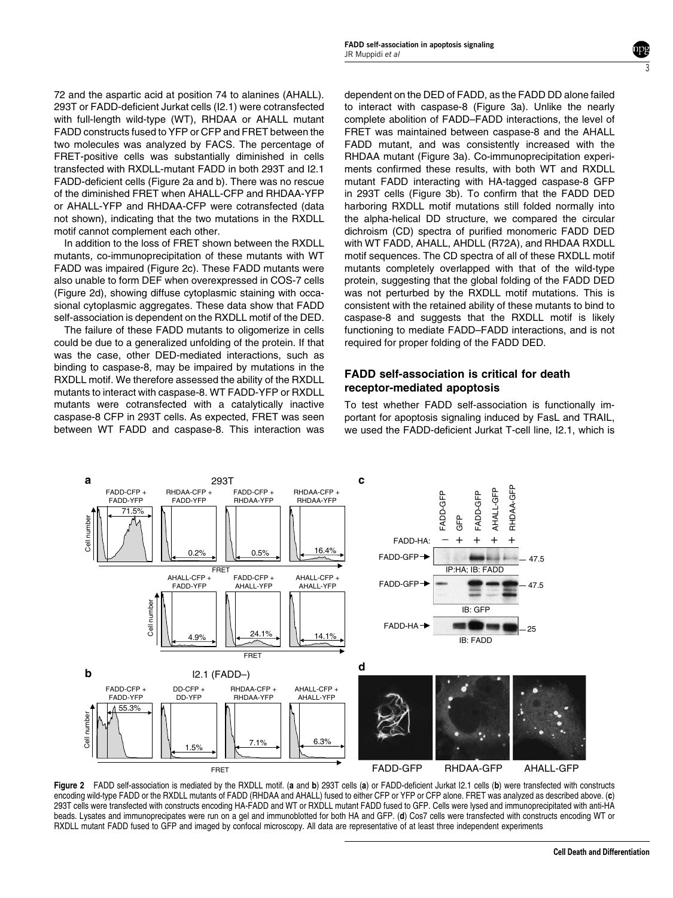72 and the aspartic acid at position 74 to alanines (AHALL). 293T or FADD-deficient Jurkat cells (I2.1) were cotransfected with full-length wild-type (WT), RHDAA or AHALL mutant FADD constructs fused to YFP or CFP and FRET between the two molecules was analyzed by FACS. The percentage of FRET-positive cells was substantially diminished in cells transfected with RXDLL-mutant FADD in both 293T and I2.1 FADD-deficient cells (Figure 2a and b). There was no rescue of the diminished FRET when AHALL-CFP and RHDAA-YFP or AHALL-YFP and RHDAA-CFP were cotransfected (data not shown), indicating that the two mutations in the RXDLL motif cannot complement each other.

In addition to the loss of FRET shown between the RXDLL mutants, co-immunoprecipitation of these mutants with WT FADD was impaired (Figure 2c). These FADD mutants were also unable to form DEF when overexpressed in COS-7 cells (Figure 2d), showing diffuse cytoplasmic staining with occasional cytoplasmic aggregates. These data show that FADD self-association is dependent on the RXDLL motif of the DED.

The failure of these FADD mutants to oligomerize in cells could be due to a generalized unfolding of the protein. If that was the case, other DED-mediated interactions, such as binding to caspase-8, may be impaired by mutations in the RXDLL motif. We therefore assessed the ability of the RXDLL mutants to interact with caspase-8. WT FADD-YFP or RXDLL mutants were cotransfected with a catalytically inactive caspase-8 CFP in 293T cells. As expected, FRET was seen between WT FADD and caspase-8. This interaction was dependent on the DED of FADD, as the FADD DD alone failed to interact with caspase-8 (Figure 3a). Unlike the nearly complete abolition of FADD–FADD interactions, the level of FRET was maintained between caspase-8 and the AHALL FADD mutant, and was consistently increased with the RHDAA mutant (Figure 3a). Co-immunoprecipitation experiments confirmed these results, with both WT and RXDLL mutant FADD interacting with HA-tagged caspase-8 GFP in 293T cells (Figure 3b). To confirm that the FADD DED harboring RXDLL motif mutations still folded normally into the alpha-helical DD structure, we compared the circular dichroism (CD) spectra of purified monomeric FADD DED with WT FADD, AHALL, AHDLL (R72A), and RHDAA RXDLL motif sequences. The CD spectra of all of these RXDLL motif mutants completely overlapped with that of the wild-type protein, suggesting that the global folding of the FADD DED was not perturbed by the RXDLL motif mutations. This is consistent with the retained ability of these mutants to bind to caspase-8 and suggests that the RXDLL motif is likely functioning to mediate FADD–FADD interactions, and is not required for proper folding of the FADD DED.

## FADD self-association is critical for death receptor-mediated apoptosis

To test whether FADD self-association is functionally important for apoptosis signaling induced by FasL and TRAIL, we used the FADD-deficient Jurkat T-cell line, I2.1, which is

**Figure 2** FADD self-association is mediated by the RXDLL motif. (**a** and **b**) 293T cells (**a**) or FADD-deficient Jurkat I2.1 cells (**b**) were transfected with constructs encoding wild-type FADD or the RXDLL mutants of FADD (RHDAA and AHALL) fused to either CFP or YFP or CFP alone. FRET was analyzed as described above. (**c**) 293T cells were transfected with constructs encoding HA-FADD and WT or RXDLL mutant FADD fused to GFP. Cells were lysed and immunoprecipitated with anti-HA beads. Lysates and immunoprecipitates were run on a gel and immunoblotted for both HA and GFP. (**d**) Cos7 cells were transfected with constructs encoding WT or RXDLL mutant FADD fused to GFP and imaged by confocal microscopy. All data are representative of at least three independent experiments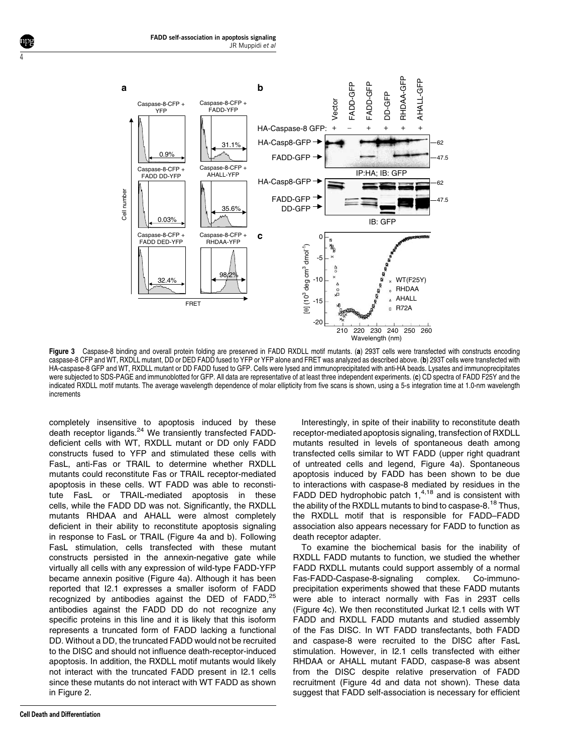**Figure 3** Caspase-8 binding and overall protein folding are preserved in FADD RXDLL motif mutants. (**a**) 293T cells were transfected with constructs encoding caspase-8 CFP and WT, RXDLL mutant, DD or DED FADD fused to YFP or YFP alone and FRET was analyzed as described above. (**b**) 293T cells were transfected with HA-caspase-8 GFP and WT, RXDLL mutant or DD FADD fused to GFP. Cells were lysed and immunoprecipitated with anti-HA beads. Lysates and immunoprecipitates were subjected to SDS-PAGE and immunoblotted for GFP. All data are representative of at least three independent experiments. (**c**) CD spectra of FADD F25Y and the indicated RXDLL motif mutants. The average wavelength dependence of molar ellipticity from five scans is shown, using a 5-s integration time at 1.0-nm wavelength increments

completely insensitive to apoptosis induced by these death receptor ligands.[24] We transiently transfected FADD-deficient cells with WT, RXDLL mutant or DD only FADD constructs fused to YFP and stimulated these cells with FasL, anti-Fas or TRAIL to determine whether RXDLL mutants could reconstitute Fas or TRAIL receptor-mediated apoptosis in these cells. WT FADD was able to reconstitute FasL or TRAIL-mediated apoptosis in these cells, while the FADD DD was not. Significantly, the RXDLL mutants RHDAA and AHALL were almost completely deficient in their ability to reconstitute apoptosis signaling in response to FasL or TRAIL (Figure 4a and b). Following FasL stimulation, cells transfected with these mutant constructs persisted in the annexin-negative gate while virtually all cells with any expression of wild-type FADD-YFP became annexin positive (Figure 4a). Although it has been reported that I2.1 expresses a smaller isoform of FADD recognized by antibodies against the DED of FADD,[25] antibodies against the FADD DD do not recognize any specific proteins in this line and it is likely that this isoform represents a truncated form of FADD lacking a functional DD. Without a DD, the truncated FADD would not be recruited to the DISC and should not influence death-receptor-induced apoptosis. In addition, the RXDLL motif mutants would likely not interact with the truncated FADD present in I2.1 cells since these mutants do not interact with WT FADD as shown in Figure 2.

Interestingly, in spite of their inability to reconstitute death receptor-mediated apoptosis signaling, transfection of RXDLL mutants resulted in levels of spontaneous death among transfected cells similar to WT FADD (upper right quadrant of untreated cells and legend, Figure 4a). Spontaneous apoptosis induced by FADD has been shown to be due to interactions with caspase-8 mediated by residues in the FADD DED hydrophobic patch 1,[4,18] and is consistent with the ability of the RXDLL mutants to bind to caspase-8.[18] Thus, the RXDLL motif that is responsible for FADD–FADD association also appears necessary for FADD to function as death receptor adapter.

To examine the biochemical basis for the inability of RXDLL FADD mutants to function, we studied the whether FADD RXDLL mutants could support assembly of a normal Fas-FADD-Caspase-8-signaling complex. Co-immunoprecipitation experiments showed that these FADD mutants were able to interact normally with Fas in 293T cells (Figure 4c). We then reconstituted Jurkat I2.1 cells with WT FADD and RXDLL FADD mutants and studied assembly of the Fas DISC. In WT FADD transfectants, both FADD and caspase-8 were recruited to the DISC after FasL stimulation. However, in I2.1 cells transfected with either RHDAA or AHALL mutant FADD, caspase-8 was absent from the DISC despite relative preservation of FADD recruitment (Figure 4d and data not shown). These data suggest that FADD self-association is necessary for efficient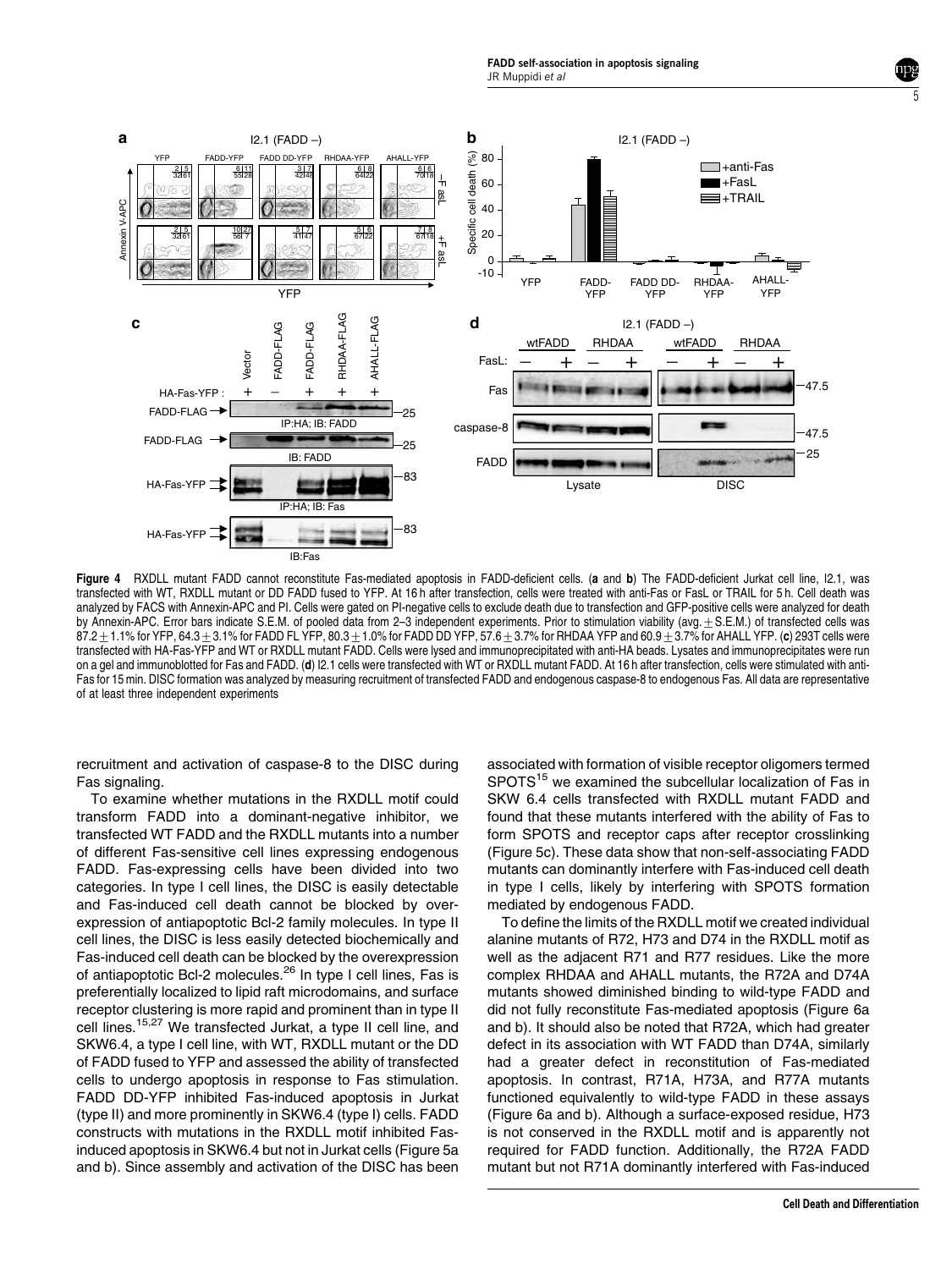**Figure 4** RXDLL mutant FADD cannot reconstitute Fas-mediated apoptosis in FADD-deficient cells. (**a** and **b**) The FADD-deficient Jurkat cell line, I2.1, was transfected with WT, RXDLL mutant or DD FADD fused to YFP. At 16 h after transfection, cells were treated with anti-Fas or FasL or TRAIL for 5 h. Cell death was analyzed by FACS with Annexin-APC and PI. Cells were gated on PI-negative cells to exclude death due to transfection and GFP-positive cells were analyzed for death by Annexin-APC. Error bars indicate S.E.M. of pooled data from 2–3 independent experiments. Prior to stimulation viability (avg. ± S.E.M.) of transfected cells was 87.2 ± 1.1% for YFP, 64.3 ± 3.1% for FADD FL YFP, 80.3 ± 1.0% for FADD DD YFP, 57.6 ± 3.7% for RHDAA YFP and 60.9 ± 3.7% for AHALL YFP. (**c**) 293T cells were transfected with HA-Fas-YFP and WT or RXDLL mutant FADD. Cells were lysed and immunoprecipitated with anti-HA beads. Lysates and immunoprecipitates were run on a gel and immunoblotted for Fas and FADD. (**d**) I2.1 cells were transfected with WT or RXDLL mutant FADD. At 16 h after transfection, cells were stimulated with anti-Fas for 15 min. DISC formation was analyzed by measuring recruitment of transfected FADD and endogenous caspase-8 to endogenous Fas. All data are representative of at least three independent experiments

recruitment and activation of caspase-8 to the DISC during Fas signaling.

To examine whether mutations in the RXDLL motif could transform FADD into a dominant-negative inhibitor, we transfected WT FADD and the RXDLL mutants into a number of different Fas-sensitive cell lines expressing endogenous FADD. Fas-expressing cells have been divided into two categories. In type I cell lines, the DISC is easily detectable and Fas-induced cell death cannot be blocked by overexpression of antiapoptotic Bcl-2 family molecules. In type II cell lines, the DISC is less easily detected biochemically and Fas-induced cell death can be blocked by the overexpression of antiapoptotic Bcl-2 molecules.[26] In type I cell lines, Fas is preferentially localized to lipid raft microdomains, and surface receptor clustering is more rapid and prominent than in type II cell lines.[15,27] We transfected Jurkat, a type II cell line, and SKW6.4, a type I cell line, with WT, RXDLL mutant or the DD of FADD fused to YFP and assessed the ability of transfected cells to undergo apoptosis in response to Fas stimulation. FADD DD-YFP inhibited Fas-induced apoptosis in Jurkat (type II) and more prominently in SKW6.4 (type I) cells. FADD constructs with mutations in the RXDLL motif inhibited Fas-induced apoptosis in SKW6.4 but not in Jurkat cells (Figure 5a and b). Since assembly and activation of the DISC has been associated with formation of visible receptor oligomers termed SPOTS[15] we examined the subcellular localization of Fas in SKW 6.4 cells transfected with RXDLL mutant FADD and found that these mutants interfered with the ability of Fas to form SPOTS and receptor caps after receptor crosslinking (Figure 5c). These data show that non-self-associating FADD mutants can dominantly interfere with Fas-induced cell death in type I cells, likely by interfering with SPOTS formation mediated by endogenous FADD.

To define the limits of the RXDLL motif we created individual alanine mutants of R72, H73 and D74 in the RXDLL motif as well as the adjacent R71 and R77 residues. Like the more complex RHDAA and AHALL mutants, the R72A and D74A mutants showed diminished binding to wild-type FADD and did not fully reconstitute Fas-mediated apoptosis (Figure 6a and b). It should also be noted that R72A, which had greater defect in its association with WT FADD than D74A, similarly had a greater defect in reconstitution of Fas-mediated apoptosis. In contrast, R71A, H73A, and R77A mutants functioned equivalently to wild-type FADD in these assays (Figure 6a and b). Although a surface-exposed residue, H73 is not conserved in the RXDLL motif and is apparently not required for FADD function. Additionally, the R72A FADD mutant but not R71A dominantly interfered with Fas-induced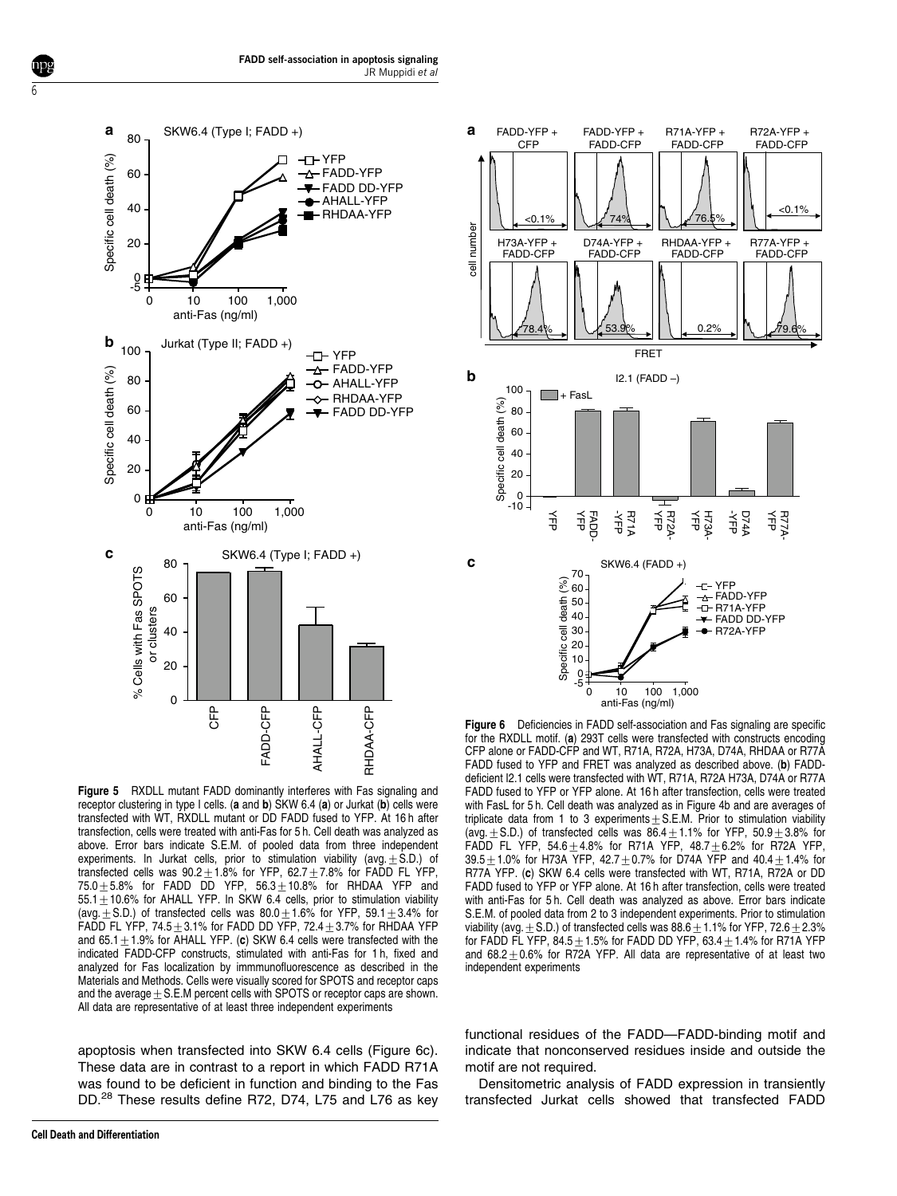**Figure 5** RXDLL mutant FADD dominantly interferes with Fas signaling and receptor clustering in type I cells. (**a** and **b**) SKW 6.4 (**a**) or Jurkat (**b**) cells were transfected with WT, RXDLL mutant or DD FADD fused to YFP. At 16 h after transfection, cells were treated with anti-Fas for 5 h. Cell death was analyzed as above. Error bars indicate S.E.M. of pooled data from three independent experiments. In Jurkat cells, prior to stimulation viability (avg. ± S.D.) of transfected cells was 90.2 ± 1.8% for YFP, 62.7 ± 7.8% for FADD FL YFP, 75.0 ± 5.8% for FADD DD YFP, 56.3 ± 10.8% for RHDAA YFP and 55.1 ± 10.6% for AHALL YFP. In SKW 6.4 cells, prior to stimulation viability (avg. ± S.D.) of transfected cells was 80.0 ± 1.6% for YFP, 59.1 ± 3.4% for FADD FL YFP, 74.5 ± 3.1% for FADD DD YFP, 72.4 ± 3.7% for RHDAA YFP and 65.1 ± 1.9% for AHALL YFP. (**c**) SKW 6.4 cells were transfected with the indicated FADD-CFP constructs, stimulated with anti-Fas for 1 h, fixed and analyzed for Fas localization by immmunofluorescence as described in the Materials and Methods. Cells were visually scored for SPOTS and receptor caps and the average ± S.E.M percent cells with SPOTS or receptor caps are shown. All data are representative of at least three independent experiments

**Figure 6** Deficiencies in FADD self-association and Fas signaling are specific for the RXDLL motif. (**a**) 293T cells were transfected with constructs encoding CFP alone or FADD-CFP and WT, R71A, R72A, H73A, D74A, RHDAA or R77A FADD fused to YFP and FRET was analyzed as described above. (**b**) FADD-deficient I2.1 cells were transfected with WT, R71A, R72A H73A, D74A or R77A FADD fused to YFP or YFP alone. At 16 h after transfection, cells were treated with FasL for 5 h. Cell death was analyzed as in Figure 4b and are averages of triplicate data from 1 to 3 experiments ± S.E.M. Prior to stimulation viability (avg. ± S.D.) of transfected cells was 86.4 ± 1.1% for YFP, 50.9 ± 3.8% for FADD FL YFP, 54.6 ± 4.8% for R71A YFP, 48.7 ± 6.2% for R72A YFP, 39.5 ± 1.0% for H73A YFP, 42.7 ± 0.7% for D74A YFP and 40.4 ± 1.4% for R77A YFP. (**c**) SKW 6.4 cells were transfected with WT, R71A, R72A or DD FADD fused to YFP or YFP alone. At 16 h after transfection, cells were treated with anti-Fas for 5 h. Cell death was analyzed as above. Error bars indicate S.E.M. of pooled data from 2 to 3 independent experiments. Prior to stimulation viability (avg. ± S.D.) of transfected cells was 88.6 ± 1.1% for YFP, 72.6 ± 2.3% for FADD FL YFP, 84.5 ± 1.5% for FADD DD YFP, 63.4 ± 1.4% for R71A YFP and 68.2 ± 0.6% for R72A YFP. All data are representative of at least two independent experiments

apoptosis when transfected into SKW 6.4 cells (Figure 6c). These data are in contrast to a report in which FADD R71A was found to be deficient in function and binding to the Fas DD.[28] These results define R72, D74, L75 and L76 as key functional residues of the FADD—FADD-binding motif and indicate that nonconserved residues inside and outside the motif are not required.

Densitometric analysis of FADD expression in transiently transfected Jurkat cells showed that transfected FADD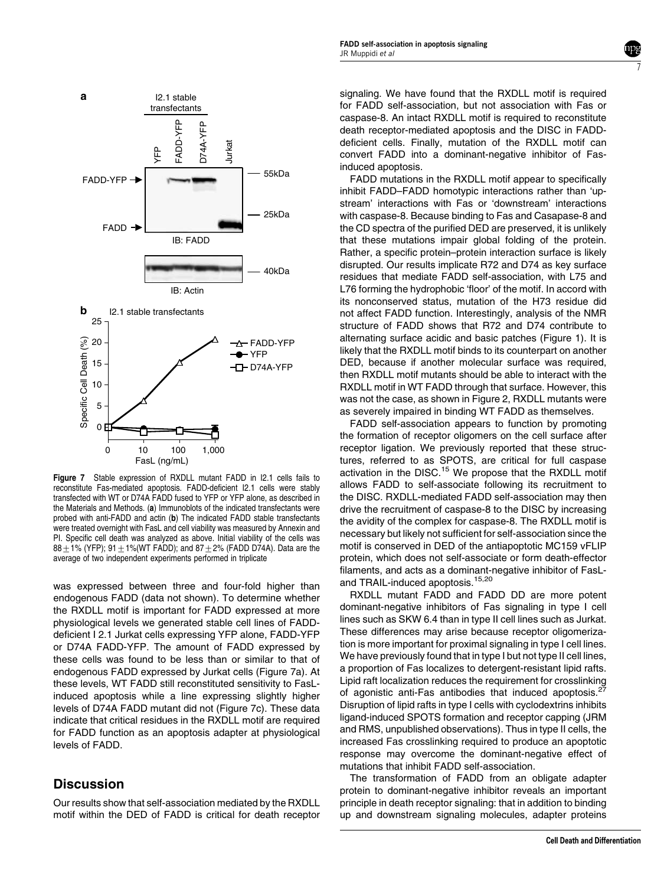**Figure 7** Stable expression of RXDLL mutant FADD in I2.1 cells fails to reconstitute Fas-mediated apoptosis. FADD-deficient I2.1 cells were stably transfected with WT or D74A FADD fused to YFP or YFP alone, as described in the Materials and Methods. (**a**) Immunoblots of the indicated transfectants were probed with anti-FADD and actin (**b**) The indicated FADD stable transfectants were treated overnight with FasL and cell viability was measured by Annexin and PI. Specific cell death was analyzed as above. Initial viability of the cells was $88 \pm 1\%$ (YFP); $91 \pm 1\%$(WT FADD); and $87 \pm 2\%$ (FADD D74A). Data are the average of two independent experiments performed in triplicate

was expressed between three and four-fold higher than endogenous FADD (data not shown). To determine whether the RXDLL motif is important for FADD expressed at more physiological levels we generated stable cell lines of FADD-deficient I 2.1 Jurkat cells expressing YFP alone, FADD-YFP or D74A FADD-YFP. The amount of FADD expressed by these cells was found to be less than or similar to that of endogenous FADD expressed by Jurkat cells (Figure 7a). At these levels, WT FADD still reconstituted sensitivity to FasL-induced apoptosis while a line expressing slightly higher levels of D74A FADD mutant did not (Figure 7c). These data indicate that critical residues in the RXDLL motif are required for FADD function as an apoptosis adapter at physiological levels of FADD.

## Discussion

Our results show that self-association mediated by the RXDLL motif within the DED of FADD is critical for death receptor signaling. We have found that the RXDLL motif is required for FADD self-association, but not association with Fas or caspase-8. An intact RXDLL motif is required to reconstitute death receptor-mediated apoptosis and the DISC in FADD-deficient cells. Finally, mutation of the RXDLL motif can convert FADD into a dominant-negative inhibitor of Fas-induced apoptosis.

FADD mutations in the RXDLL motif appear to specifically inhibit FADD–FADD homotypic interactions rather than 'upstream' interactions with Fas or 'downstream' interactions with caspase-8. Because binding to Fas and Casapase-8 and the CD spectra of the purified DED are preserved, it is unlikely that these mutations impair global folding of the protein. Rather, a specific protein–protein interaction surface is likely disrupted. Our results implicate R72 and D74 as key surface residues that mediate FADD self-association, with L75 and L76 forming the hydrophobic 'floor' of the motif. In accord with its nonconserved status, mutation of the H73 residue did not affect FADD function. Interestingly, analysis of the NMR structure of FADD shows that R72 and D74 contribute to alternating surface acidic and basic patches (Figure 1). It is likely that the RXDLL motif binds to its counterpart on another DED, because if another molecular surface was required, then RXDLL motif mutants should be able to interact with the RXDLL motif in WT FADD through that surface. However, this was not the case, as shown in Figure 2, RXDLL mutants were as severely impaired in binding WT FADD as themselves.

FADD self-association appears to function by promoting the formation of receptor oligomers on the cell surface after receptor ligation. We previously reported that these structures, referred to as SPOTS, are critical for full caspase activation in the DISC.[15] We propose that the RXDLL motif allows FADD to self-associate following its recruitment to the DISC. RXDLL-mediated FADD self-association may then drive the recruitment of caspase-8 to the DISC by increasing the avidity of the complex for caspase-8. The RXDLL motif is necessary but likely not sufficient for self-association since the motif is conserved in DED of the antiapoptotic MC159 vFLIP protein, which does not self-associate or form death-effector filaments, and acts as a dominant-negative inhibitor of FasL- and TRAIL-induced apoptosis.[15,20]

RXDLL mutant FADD and FADD DD are more potent dominant-negative inhibitors of Fas signaling in type I cell lines such as SKW 6.4 than in type II cell lines such as Jurkat. These differences may arise because receptor oligomerization is more important for proximal signaling in type I cell lines. We have previously found that in type I but not type II cell lines, a proportion of Fas localizes to detergent-resistant lipid rafts. Lipid raft localization reduces the requirement for crosslinking of agonistic anti-Fas antibodies that induced apoptosis.[27] Disruption of lipid rafts in type I cells with cyclodextrins inhibits ligand-induced SPOTS formation and receptor capping (JRM and RMS, unpublished observations). Thus in type II cells, the increased Fas crosslinking required to produce an apoptotic response may overcome the dominant-negative effect of mutations that inhibit FADD self-association.

The transformation of FADD from an obligate adapter protein to dominant-negative inhibitor reveals an important principle in death receptor signaling: that in addition to binding up and downstream signaling molecules, adapter proteins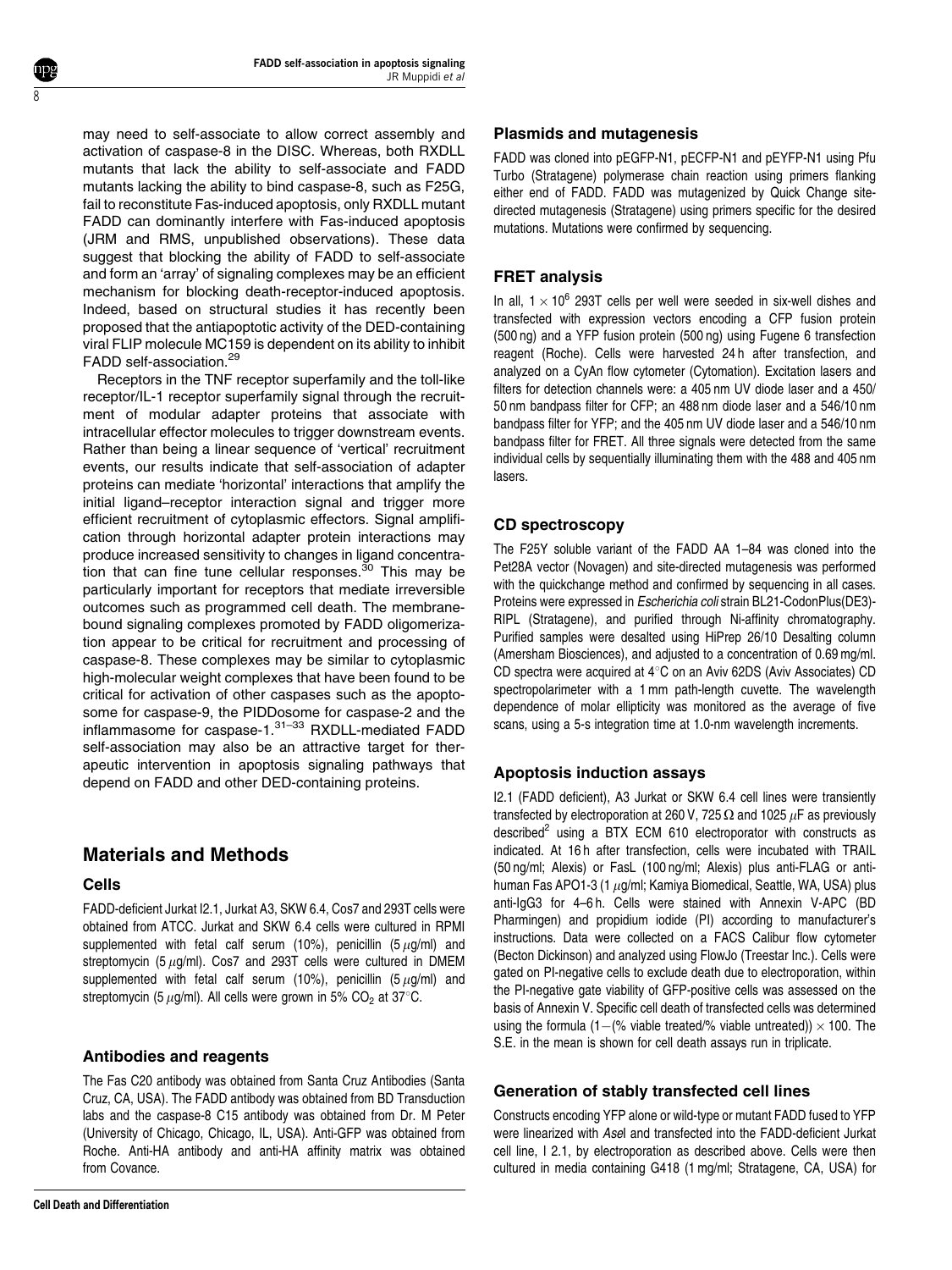may need to self-associate to allow correct assembly and activation of caspase-8 in the DISC. Whereas, both RXDLL mutants that lack the ability to self-associate and FADD mutants lacking the ability to bind caspase-8, such as F25G, fail to reconstitute Fas-induced apoptosis, only RXDLL mutant FADD can dominantly interfere with Fas-induced apoptosis (JRM and RMS, unpublished observations). These data suggest that blocking the ability of FADD to self-associate and form an 'array' of signaling complexes may be an efficient mechanism for blocking death-receptor-induced apoptosis. Indeed, based on structural studies it has recently been proposed that the antiapoptotic activity of the DED-containing viral FLIP molecule MC159 is dependent on its ability to inhibit FADD self-association.[29]

Receptors in the TNF receptor superfamily and the toll-like receptor/IL-1 receptor superfamily signal through the recruitment of modular adapter proteins that associate with intracellular effector molecules to trigger downstream events. Rather than being a linear sequence of 'vertical' recruitment events, our results indicate that self-association of adapter proteins can mediate 'horizontal' interactions that amplify the initial ligand–receptor interaction signal and trigger more efficient recruitment of cytoplasmic effectors. Signal amplification through horizontal adapter protein interactions may produce increased sensitivity to changes in ligand concentration that can fine tune cellular responses.[30] This may be particularly important for receptors that mediate irreversible outcomes such as programmed cell death. The membrane-bound signaling complexes promoted by FADD oligomerization appear to be critical for recruitment and processing of caspase-8. These complexes may be similar to cytoplasmic high-molecular weight complexes that have been found to be critical for activation of other caspases such as the apoptosome for caspase-9, the PIDDosome for caspase-2 and the inflammasome for caspase-1.[31–33] RXDLL-mediated FADD self-association may also be an attractive target for therapeutic intervention in apoptosis signaling pathways that depend on FADD and other DED-containing proteins.

## Materials and Methods

### Cells

FADD-deficient Jurkat I2.1, Jurkat A3, SKW 6.4, Cos7 and 293T cells were obtained from ATCC. Jurkat and SKW 6.4 cells were cultured in RPMI supplemented with fetal calf serum (10%), penicillin (5 $\mu$g/ml) and streptomycin (5 $\mu$g/ml). Cos7 and 293T cells were cultured in DMEM supplemented with fetal calf serum (10%), penicillin (5 $\mu$g/ml) and streptomycin (5 $\mu$g/ml). All cells were grown in 5% $CO_2$ at 37°C.

### Antibodies and reagents

The Fas C20 antibody was obtained from Santa Cruz Antibodies (Santa Cruz, CA, USA). The FADD antibody was obtained from BD Transduction labs and the caspase-8 C15 antibody was obtained from Dr. M Peter (University of Chicago, Chicago, IL, USA). Anti-GFP was obtained from Roche. Anti-HA antibody and anti-HA affinity matrix was obtained from Covance.

### Plasmids and mutagenesis

FADD was cloned into pEGFP-N1, pECFP-N1 and pEYFP-N1 using Pfu Turbo (Stratagene) polymerase chain reaction using primers flanking either end of FADD. FADD was mutagenized by Quick Change site-directed mutagenesis (Stratagene) using primers specific for the desired mutations. Mutations were confirmed by sequencing.

### FRET analysis

In all, $1 \times 10^6$ 293T cells per well were seeded in six-well dishes and transfected with expression vectors encoding a CFP fusion protein (500 ng) and a YFP fusion protein (500 ng) using Fugene 6 transfection reagent (Roche). Cells were harvested 24 h after transfection, and analyzed on a CyAn flow cytometer (Cytomation). Excitation lasers and filters for detection channels were: a 405 nm UV diode laser and a 450/50 nm bandpass filter for CFP; an 488 nm diode laser and a 546/10 nm bandpass filter for YFP; and the 405 nm UV diode laser and a 546/10 nm bandpass filter for FRET. All three signals were detected from the same individual cells by sequentially illuminating them with the 488 and 405 nm lasers.

### CD spectroscopy

The F25Y soluble variant of the FADD AA 1–84 was cloned into the Pet28A vector (Novagen) and site-directed mutagenesis was performed with the quickchange method and confirmed by sequencing in all cases. Proteins were expressed in *Escherichia coli* strain BL21-CodonPlus(DE3)-RIPL (Stratagene), and purified through Ni-affinity chromatography. Purified samples were desalted using HiPrep 26/10 Desalting column (Amersham Biosciences), and adjusted to a concentration of 0.69 mg/ml. CD spectra were acquired at 4°C on an Aviv 62DS (Aviv Associates) CD spectropolarimeter with a 1 mm path-length cuvette. The wavelength dependence of molar ellipticity was monitored as the average of five scans, using a 5-s integration time at 1.0-nm wavelength increments.

### Apoptosis induction assays

I2.1 (FADD deficient), A3 Jurkat or SKW 6.4 cell lines were transiently transfected by electroporation at 260 V, 725 $\Omega$ and 1025 $\mu$F as previously described[2] using a BTX ECM 610 electroporator with constructs as indicated. At 16 h after transfection, cells were incubated with TRAIL (50 ng/ml; Alexis) or FasL (100 ng/ml; Alexis) plus anti-FLAG or anti-human Fas APO1-3 (1 $\mu$g/ml; Kamiya Biomedical, Seattle, WA, USA) plus anti-IgG3 for 4–6 h. Cells were stained with Annexin V-APC (BD Pharmingen) and propidium iodide (PI) according to manufacturer's instructions. Data were collected on a FACS Calibur flow cytometer (Becton Dickinson) and analyzed using FlowJo (Treestar Inc.). Cells were gated on PI-negative cells to exclude death due to electroporation, within the PI-negative gate viability of GFP-positive cells was assessed on the basis of Annexin V. Specific cell death of transfected cells was determined using the formula $(1-(\%\text{ viable treated}/\%\text{ viable untreated})) \times 100$. The S.E. in the mean is shown for cell death assays run in triplicate.

### Generation of stably transfected cell lines

Constructs encoding YFP alone or wild-type or mutant FADD fused to YFP were linearized with *Ase*I and transfected into the FADD-deficient Jurkat cell line, I 2.1, by electroporation as described above. Cells were then cultured in media containing G418 (1 mg/ml; Stratagene, CA, USA) for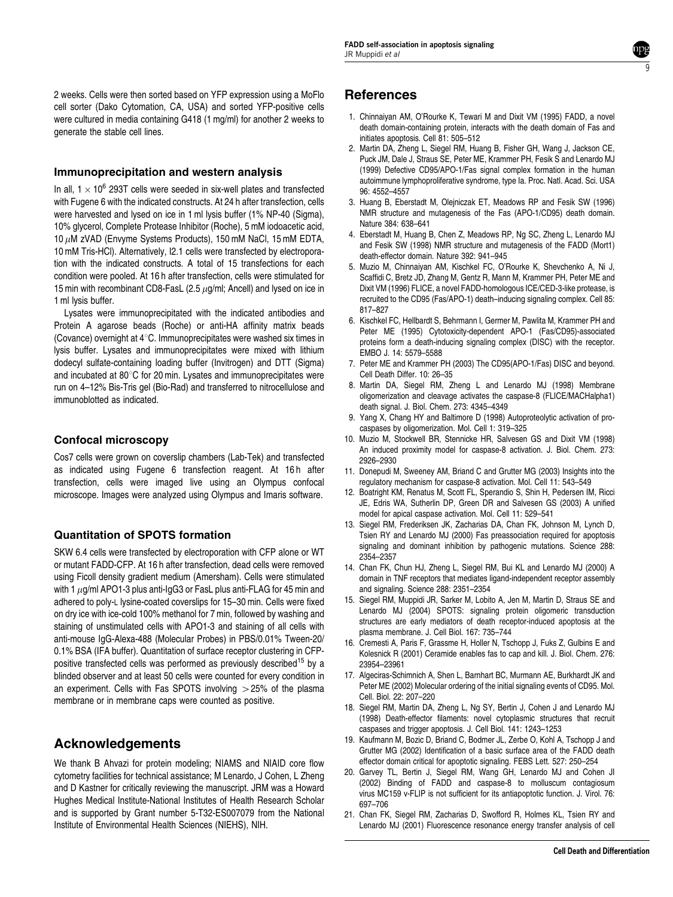2 weeks. Cells were then sorted based on YFP expression using a MoFlo cell sorter (Dako Cytomation, CA, USA) and sorted YFP-positive cells were cultured in media containing G418 (1 mg/ml) for another 2 weeks to generate the stable cell lines.

### Immunoprecipitation and western analysis

In all, $1 \times 10^6$ 293T cells were seeded in six-well plates and transfected with Fugene 6 with the indicated constructs. At 24 h after transfection, cells were harvested and lysed on ice in 1 ml lysis buffer (1% NP-40 (Sigma), 10% glycerol, Complete Protease Inhibitor (Roche), 5 mM iodoacetic acid, 10 $\mu$M zVAD (Envyme Systems Products), 150 mM NaCl, 15 mM EDTA, 10 mM Tris-HCl). Alternatively, I2.1 cells were transfected by electroporation with the indicated constructs. A total of 15 transfections for each condition were pooled. At 16 h after transfection, cells were stimulated for 15 min with recombinant CD8-FasL (2.5 $\mu$g/ml; Ancell) and lysed on ice in 1 ml lysis buffer.

Lysates were immunoprecipitated with the indicated antibodies and Protein A agarose beads (Roche) or anti-HA affinity matrix beads (Covance) overnight at 4°C. Immunoprecipitates were washed six times in lysis buffer. Lysates and immunoprecipitates were mixed with lithium dodecyl sulfate-containing loading buffer (Invitrogen) and DTT (Sigma) and incubated at 80°C for 20 min. Lysates and immunoprecipitates were run on 4–12% Bis-Tris gel (Bio-Rad) and transferred to nitrocellulose and immunoblotted as indicated.

### Confocal microscopy

Cos7 cells were grown on coverslip chambers (Lab-Tek) and transfected as indicated using Fugene 6 transfection reagent. At 16 h after transfection, cells were imaged live using an Olympus confocal microscope. Images were analyzed using Olympus and Imaris software.

### Quantitation of SPOTS formation

SKW 6.4 cells were transfected by electroporation with CFP alone or WT or mutant FADD-CFP. At 16 h after transfection, dead cells were removed using Ficoll density gradient medium (Amersham). Cells were stimulated with 1 $\mu$g/ml APO1-3 plus anti-IgG3 or FasL plus anti-FLAG for 45 min and adhered to poly-L lysine-coated coverslips for 15–30 min. Cells were fixed on dry ice with ice-cold 100% methanol for 7 min, followed by washing and staining of unstimulated cells with APO1-3 and staining of all cells with anti-mouse IgG-Alexa-488 (Molecular Probes) in PBS/0.01% Tween-20/0.1% BSA (IFA buffer). Quantitation of surface receptor clustering in CFP-positive transfected cells was performed as previously described[15] by a blinded observer and at least 50 cells were counted for every condition in an experiment. Cells with Fas SPOTS involving >25% of the plasma membrane or in membrane caps were counted as positive.

## Acknowledgements

We thank B Ahvazi for protein modeling; NIAMS and NIAID core flow cytometry facilities for technical assistance; M Lenardo, J Cohen, L Zheng and D Kastner for critically reviewing the manuscript. JRM was a Howard Hughes Medical Institute-National Institutes of Health Research Scholar and is supported by Grant number 5-T32-ES007079 from the National Institute of Environmental Health Sciences (NIEHS), NIH.

## References

1. Chinnaiyan AM, O'Rourke K, Tewari M and Dixit VM (1995) FADD, a novel death domain-containing protein, interacts with the death domain of Fas and initiates apoptosis. Cell 81: 505–512
2. Martin DA, Zheng L, Siegel RM, Huang B, Fisher GH, Wang J, Jackson CE, Puck JM, Dale J, Straus SE, Peter ME, Krammer PH, Fesik S and Lenardo MJ (1999) Defective CD95/APO-1/Fas signal complex formation in the human autoimmune lymphoproliferative syndrome, type Ia. Proc. Natl. Acad. Sci. USA 96: 4552–4557
3. Huang B, Eberstadt M, Olejniczak ET, Meadows RP and Fesik SW (1996) NMR structure and mutagenesis of the Fas (APO-1/CD95) death domain. Nature 384: 638–641
4. Eberstadt M, Huang B, Chen Z, Meadows RP, Ng SC, Zheng L, Lenardo MJ and Fesik SW (1998) NMR structure and mutagenesis of the FADD (Mort1) death-effector domain. Nature 392: 941–945
5. Muzio M, Chinnaiyan AM, Kischkel FC, O'Rourke K, Shevchenko A, Ni J, Scaffidi C, Bretz JD, Zhang M, Gentz R, Mann M, Krammer PH, Peter ME and Dixit VM (1996) FLICE, a novel FADD-homologous ICE/CED-3-like protease, is recruited to the CD95 (Fas/APO-1) death–inducing signaling complex. Cell 85: 817–827
6. Kischkel FC, Hellbardt S, Behrmann I, Germer M, Pawlita M, Krammer PH and Peter ME (1995) Cytotoxicity-dependent APO-1 (Fas/CD95)-associated proteins form a death-inducing signaling complex (DISC) with the receptor. EMBO J. 14: 5579–5588
7. Peter ME and Krammer PH (2003) The CD95(APO-1/Fas) DISC and beyond. Cell Death Differ. 10: 26–35
8. Martin DA, Siegel RM, Zheng L and Lenardo MJ (1998) Membrane oligomerization and cleavage activates the caspase-8 (FLICE/MACHalpha1) death signal. J. Biol. Chem. 273: 4345–4349
9. Yang X, Chang HY and Baltimore D (1998) Autoproteolytic activation of pro-caspases by oligomerization. Mol. Cell 1: 319–325
10. Muzio M, Stockwell BR, Stennicke HR, Salvesen GS and Dixit VM (1998) An induced proximity model for caspase-8 activation. J. Biol. Chem. 273: 2926–2930
11. Donepudi M, Sweeney AM, Briand C and Grutter MG (2003) Insights into the regulatory mechanism for caspase-8 activation. Mol. Cell 11: 543–549
12. Boatright KM, Renatus M, Scott FL, Sperandio S, Shin H, Pedersen IM, Ricci JE, Edris WA, Sutherlin DP, Green DR and Salvesen GS (2003) A unified model for apical caspase activation. Mol. Cell 11: 529–541
13. Siegel RM, Frederiksen JK, Zacharias DA, Chan FK, Johnson M, Lynch D, Tsien RY and Lenardo MJ (2000) Fas preassociation required for apoptosis signaling and dominant inhibition by pathogenic mutations. Science 288: 2354–2357
14. Chan FK, Chun HJ, Zheng L, Siegel RM, Bui KL and Lenardo MJ (2000) A domain in TNF receptors that mediates ligand-independent receptor assembly and signaling. Science 288: 2351–2354
15. Siegel RM, Muppidi JR, Sarker M, Lobito A, Jen M, Martin D, Straus SE and Lenardo MJ (2004) SPOTS: signaling protein oligomeric transduction structures are early mediators of death receptor-induced apoptosis at the plasma membrane. J. Cell Biol. 167: 735–744
16. Cremesti A, Paris F, Grassme H, Holler N, Tschopp J, Fuks Z, Gulbins E and Kolesnick R (2001) Ceramide enables fas to cap and kill. J. Biol. Chem. 276: 23954–23961
17. Algeciras-Schimnich A, Shen L, Barnhart BC, Murmann AE, Burkhardt JK and Peter ME (2002) Molecular ordering of the initial signaling events of CD95. Mol. Cell. Biol. 22: 207–220
18. Siegel RM, Martin DA, Zheng L, Ng SY, Bertin J, Cohen J and Lenardo MJ (1998) Death-effector filaments: novel cytoplasmic structures that recruit caspases and trigger apoptosis. J. Cell Biol. 141: 1243–1253
19. Kaufmann M, Bozic D, Briand C, Bodmer JL, Zerbe O, Kohl A, Tschopp J and Grutter MG (2002) Identification of a basic surface area of the FADD death effector domain critical for apoptotic signaling. FEBS Lett. 527: 250–254
20. Garvey TL, Bertin J, Siegel RM, Wang GH, Lenardo MJ and Cohen JI (2002) Binding of FADD and caspase-8 to molluscum contagiosum virus MC159 v-FLIP is not sufficient for its antiapoptotic function. J. Virol. 76: 697–706
21. Chan FK, Siegel RM, Zacharias D, Swofford R, Holmes KL, Tsien RY and Lenardo MJ (2001) Fluorescence resonance energy transfer analysis of cell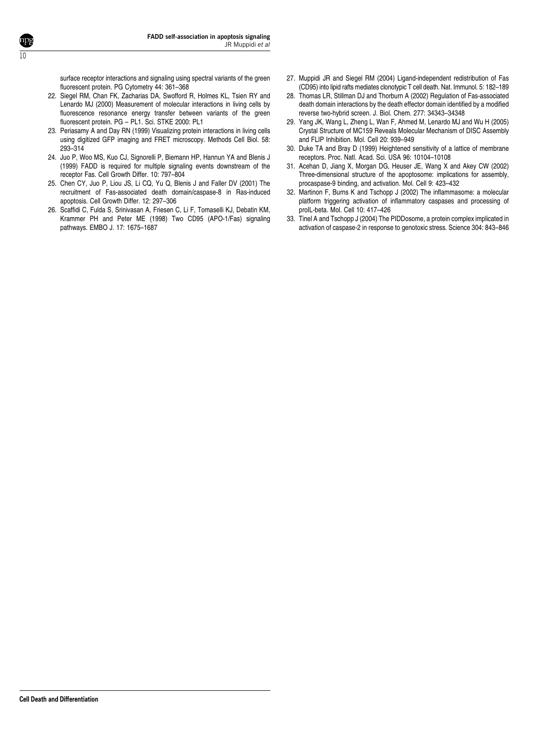surface receptor interactions and signaling using spectral variants of the green fluorescent protein. PG Cytometry 44: 361–368

22. Siegel RM, Chan FK, Zacharias DA, Swofford R, Holmes KL, Tsien RY and Lenardo MJ (2000) Measurement of molecular interactions in living cells by fluorescence resonance energy transfer between variants of the green fluorescent protein. PG – PL1. Sci. STKE 2000: PL1
23. Periasamy A and Day RN (1999) Visualizing protein interactions in living cells using digitized GFP imaging and FRET microscopy. Methods Cell Biol. 58: 293–314
24. Juo P, Woo MS, Kuo CJ, Signorelli P, Biemann HP, Hannun YA and Blenis J (1999) FADD is required for multiple signaling events downstream of the receptor Fas. Cell Growth Differ. 10: 797–804
25. Chen CY, Juo P, Liou JS, Li CQ, Yu Q, Blenis J and Faller DV (2001) The recruitment of Fas-associated death domain/caspase-8 in Ras-induced apoptosis. Cell Growth Differ. 12: 297–306
26. Scaffidi C, Fulda S, Srinivasan A, Friesen C, Li F, Tomaselli KJ, Debatin KM, Krammer PH and Peter ME (1998) Two CD95 (APO-1/Fas) signaling pathways. EMBO J. 17: 1675–1687
27. Muppidi JR and Siegel RM (2004) Ligand-independent redistribution of Fas (CD95) into lipid rafts mediates clonotypic T cell death. Nat. Immunol. 5: 182–189
28. Thomas LR, Stillman DJ and Thorburn A (2002) Regulation of Fas-associated death domain interactions by the death effector domain identified by a modified reverse two-hybrid screen. J. Biol. Chem. 277: 34343–34348
29. Yang JK, Wang L, Zheng L, Wan F, Ahmed M, Lenardo MJ and Wu H (2005) Crystal Structure of MC159 Reveals Molecular Mechanism of DISC Assembly and FLIP Inhibition. Mol. Cell 20: 939–949
30. Duke TA and Bray D (1999) Heightened sensitivity of a lattice of membrane receptors. Proc. Natl. Acad. Sci. USA 96: 10104–10108
31. Acehan D, Jiang X, Morgan DG, Heuser JE, Wang X and Akey CW (2002) Three-dimensional structure of the apoptosome: implications for assembly, procaspase-9 binding, and activation. Mol. Cell 9: 423–432
32. Martinon F, Burns K and Tschopp J (2002) The inflammasome: a molecular platform triggering activation of inflammatory caspases and processing of proIL-beta. Mol. Cell 10: 417–426
33. Tinel A and Tschopp J (2004) The PIDDosome, a protein complex implicated in activation of caspase-2 in response to genotoxic stress. Science 304: 843–846